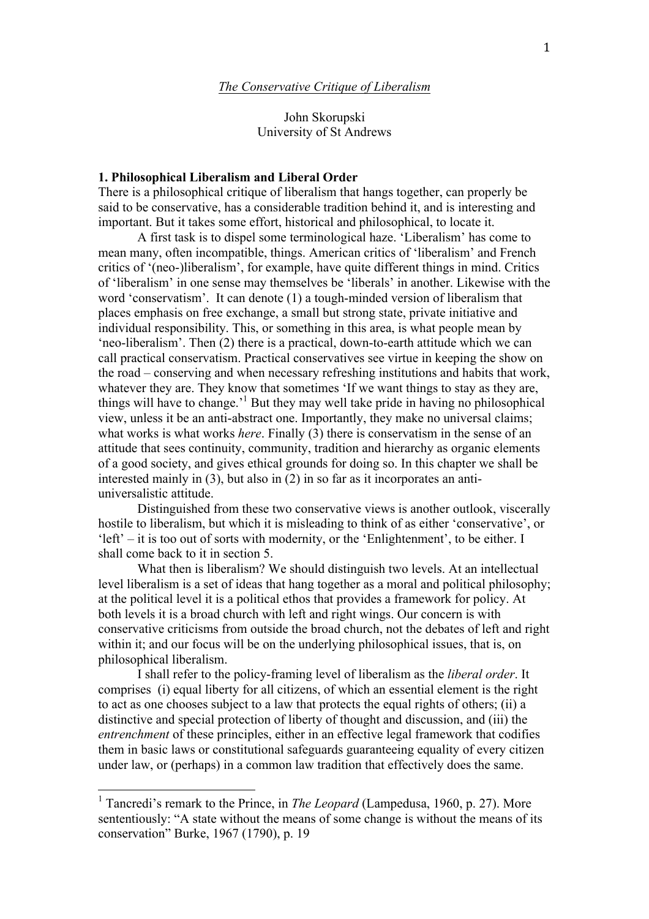*The Conservative Critique of Liberalism*

John Skorupski
University of St Andrews

## 1. Philosophical Liberalism and Liberal Order

There is a philosophical critique of liberalism that hangs together, can properly be said to be conservative, has a considerable tradition behind it, and is interesting and important. But it takes some effort, historical and philosophical, to locate it.

A first task is to dispel some terminological haze. 'Liberalism' has come to mean many, often incompatible, things. American critics of 'liberalism' and French critics of '(neo-)liberalism', for example, have quite different things in mind. Critics of 'liberalism' in one sense may themselves be 'liberals' in another. Likewise with the word 'conservatism'. It can denote (1) a tough-minded version of liberalism that places emphasis on free exchange, a small but strong state, private initiative and individual responsibility. This, or something in this area, is what people mean by 'neo-liberalism'. Then (2) there is a practical, down-to-earth attitude which we can call practical conservatism. Practical conservatives see virtue in keeping the show on the road – conserving and when necessary refreshing institutions and habits that work, whatever they are. They know that sometimes 'If we want things to stay as they are, things will have to change.'[1] But they may well take pride in having no philosophical view, unless it be an anti-abstract one. Importantly, they make no universal claims; what works is what works *here*. Finally (3) there is conservatism in the sense of an attitude that sees continuity, community, tradition and hierarchy as organic elements of a good society, and gives ethical grounds for doing so. In this chapter we shall be interested mainly in (3), but also in (2) in so far as it incorporates an anti-universalistic attitude.

Distinguished from these two conservative views is another outlook, viscerally hostile to liberalism, but which it is misleading to think of as either 'conservative', or 'left' – it is too out of sorts with modernity, or the 'Enlightenment', to be either. I shall come back to it in section 5.

What then is liberalism? We should distinguish two levels. At an intellectual level liberalism is a set of ideas that hang together as a moral and political philosophy; at the political level it is a political ethos that provides a framework for policy. At both levels it is a broad church with left and right wings. Our concern is with conservative criticisms from outside the broad church, not the debates of left and right within it; and our focus will be on the underlying philosophical issues, that is, on philosophical liberalism.

I shall refer to the policy-framing level of liberalism as the *liberal order*. It comprises (i) equal liberty for all citizens, of which an essential element is the right to act as one chooses subject to a law that protects the equal rights of others; (ii) a distinctive and special protection of liberty of thought and discussion, and (iii) the *entrenchment* of these principles, either in an effective legal framework that codifies them in basic laws or constitutional safeguards guaranteeing equality of every citizen under law, or (perhaps) in a common law tradition that effectively does the same.

---

[1] Tancredi's remark to the Prince, in *The Leopard* (Lampedusa, 1960, p. 27). More sententiously: "A state without the means of some change is without the means of its conservation" Burke, 1967 (1790), p. 19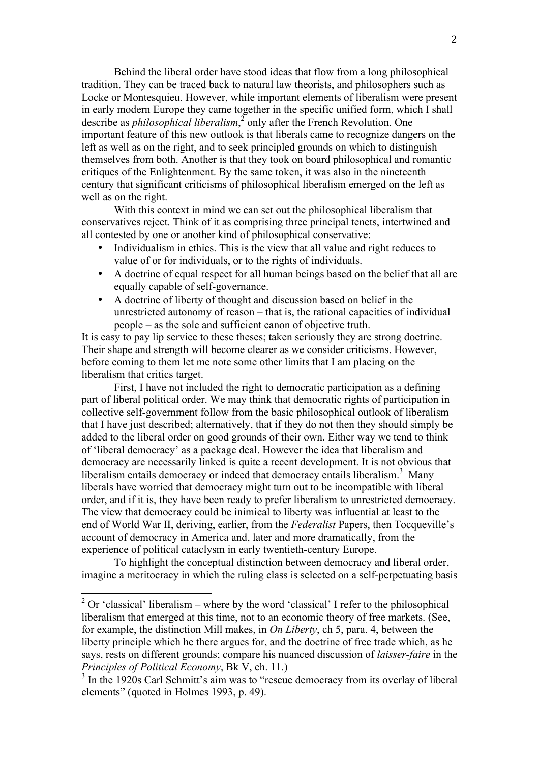Behind the liberal order have stood ideas that flow from a long philosophical tradition. They can be traced back to natural law theorists, and philosophers such as Locke or Montesquieu. However, while important elements of liberalism were present in early modern Europe they came together in the specific unified form, which I shall describe as *philosophical liberalism*,[2] only after the French Revolution. One important feature of this new outlook is that liberals came to recognize dangers on the left as well as on the right, and to seek principled grounds on which to distinguish themselves from both. Another is that they took on board philosophical and romantic critiques of the Enlightenment. By the same token, it was also in the nineteenth century that significant criticisms of philosophical liberalism emerged on the left as well as on the right.

With this context in mind we can set out the philosophical liberalism that conservatives reject. Think of it as comprising three principal tenets, intertwined and all contested by one or another kind of philosophical conservative:

- Individualism in ethics. This is the view that all value and right reduces to value of or for individuals, or to the rights of individuals.
- A doctrine of equal respect for all human beings based on the belief that all are equally capable of self-governance.
- A doctrine of liberty of thought and discussion based on belief in the unrestricted autonomy of reason – that is, the rational capacities of individual people – as the sole and sufficient canon of objective truth.

It is easy to pay lip service to these theses; taken seriously they are strong doctrine. Their shape and strength will become clearer as we consider criticisms. However, before coming to them let me note some other limits that I am placing on the liberalism that critics target.

First, I have not included the right to democratic participation as a defining part of liberal political order. We may think that democratic rights of participation in collective self-government follow from the basic philosophical outlook of liberalism that I have just described; alternatively, that if they do not then they should simply be added to the liberal order on good grounds of their own. Either way we tend to think of 'liberal democracy' as a package deal. However the idea that liberalism and democracy are necessarily linked is quite a recent development. It is not obvious that liberalism entails democracy or indeed that democracy entails liberalism.[3] Many liberals have worried that democracy might turn out to be incompatible with liberal order, and if it is, they have been ready to prefer liberalism to unrestricted democracy. The view that democracy could be inimical to liberty was influential at least to the end of World War II, deriving, earlier, from the *Federalist* Papers, then Tocqueville's account of democracy in America and, later and more dramatically, from the experience of political cataclysm in early twentieth-century Europe.

To highlight the conceptual distinction between democracy and liberal order, imagine a meritocracy in which the ruling class is selected on a self-perpetuating basis

---

[2] Or 'classical' liberalism – where by the word 'classical' I refer to the philosophical liberalism that emerged at this time, not to an economic theory of free markets. (See, for example, the distinction Mill makes, in *On Liberty*, ch 5, para. 4, between the liberty principle which he there argues for, and the doctrine of free trade which, as he says, rests on different grounds; compare his nuanced discussion of *laisser-faire* in the *Principles of Political Economy*, Bk V, ch. 11.)

[3] In the 1920s Carl Schmitt's aim was to "rescue democracy from its overlay of liberal elements" (quoted in Holmes 1993, p. 49).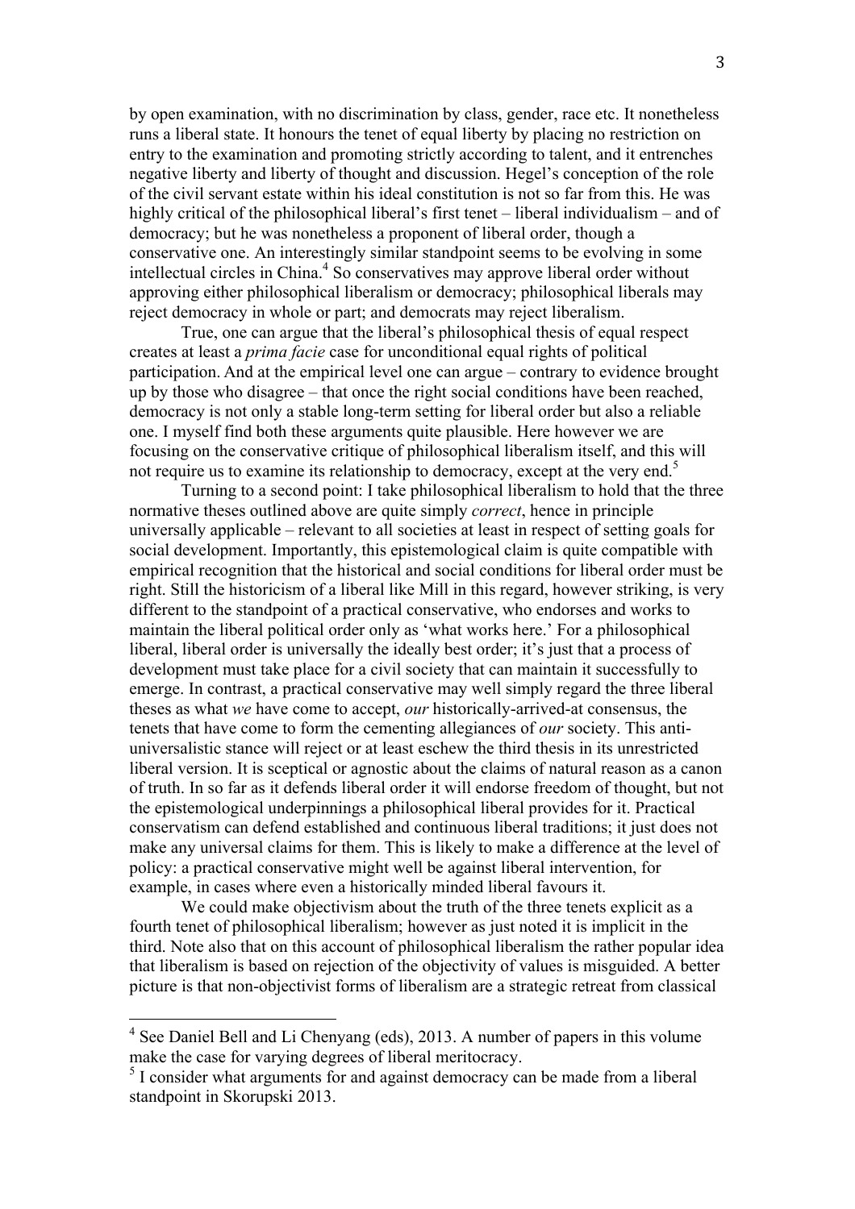by open examination, with no discrimination by class, gender, race etc. It nonetheless runs a liberal state. It honours the tenet of equal liberty by placing no restriction on entry to the examination and promoting strictly according to talent, and it entrenches negative liberty and liberty of thought and discussion. Hegel's conception of the role of the civil servant estate within his ideal constitution is not so far from this. He was highly critical of the philosophical liberal's first tenet – liberal individualism – and of democracy; but he was nonetheless a proponent of liberal order, though a conservative one. An interestingly similar standpoint seems to be evolving in some intellectual circles in China.[4] So conservatives may approve liberal order without approving either philosophical liberalism or democracy; philosophical liberals may reject democracy in whole or part; and democrats may reject liberalism.

True, one can argue that the liberal's philosophical thesis of equal respect creates at least a *prima facie* case for unconditional equal rights of political participation. And at the empirical level one can argue – contrary to evidence brought up by those who disagree – that once the right social conditions have been reached, democracy is not only a stable long-term setting for liberal order but also a reliable one. I myself find both these arguments quite plausible. Here however we are focusing on the conservative critique of philosophical liberalism itself, and this will not require us to examine its relationship to democracy, except at the very end.[5]

Turning to a second point: I take philosophical liberalism to hold that the three normative theses outlined above are quite simply *correct*, hence in principle universally applicable – relevant to all societies at least in respect of setting goals for social development. Importantly, this epistemological claim is quite compatible with empirical recognition that the historical and social conditions for liberal order must be right. Still the historicism of a liberal like Mill in this regard, however striking, is very different to the standpoint of a practical conservative, who endorses and works to maintain the liberal political order only as 'what works here.' For a philosophical liberal, liberal order is universally the ideally best order; it's just that a process of development must take place for a civil society that can maintain it successfully to emerge. In contrast, a practical conservative may well simply regard the three liberal theses as what *we* have come to accept, *our* historically-arrived-at consensus, the tenets that have come to form the cementing allegiances of *our* society. This anti-universalistic stance will reject or at least eschew the third thesis in its unrestricted liberal version. It is sceptical or agnostic about the claims of natural reason as a canon of truth. In so far as it defends liberal order it will endorse freedom of thought, but not the epistemological underpinnings a philosophical liberal provides for it. Practical conservatism can defend established and continuous liberal traditions; it just does not make any universal claims for them. This is likely to make a difference at the level of policy: a practical conservative might well be against liberal intervention, for example, in cases where even a historically minded liberal favours it.

We could make objectivism about the truth of the three tenets explicit as a fourth tenet of philosophical liberalism; however as just noted it is implicit in the third. Note also that on this account of philosophical liberalism the rather popular idea that liberalism is based on rejection of the objectivity of values is misguided. A better picture is that non-objectivist forms of liberalism are a strategic retreat from classical

---

[4] See Daniel Bell and Li Chenyang (eds), 2013. A number of papers in this volume make the case for varying degrees of liberal meritocracy.

[5] I consider what arguments for and against democracy can be made from a liberal standpoint in Skorupski 2013.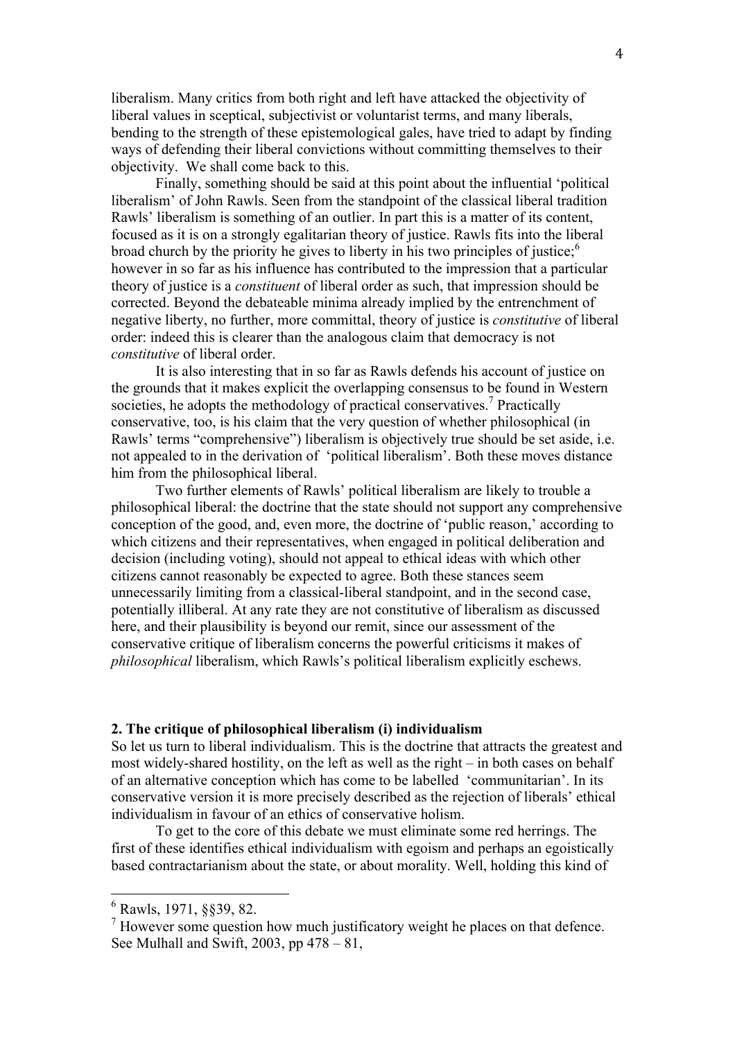liberalism. Many critics from both right and left have attacked the objectivity of liberal values in sceptical, subjectivist or voluntarist terms, and many liberals, bending to the strength of these epistemological gales, have tried to adapt by finding ways of defending their liberal convictions without committing themselves to their objectivity. We shall come back to this.

Finally, something should be said at this point about the influential 'political liberalism' of John Rawls. Seen from the standpoint of the classical liberal tradition Rawls' liberalism is something of an outlier. In part this is a matter of its content, focused as it is on a strongly egalitarian theory of justice. Rawls fits into the liberal broad church by the priority he gives to liberty in his two principles of justice;[6] however in so far as his influence has contributed to the impression that a particular theory of justice is a *constituent* of liberal order as such, that impression should be corrected. Beyond the debateable minima already implied by the entrenchment of negative liberty, no further, more committal, theory of justice is *constitutive* of liberal order: indeed this is clearer than the analogous claim that democracy is not *constitutive* of liberal order.

It is also interesting that in so far as Rawls defends his account of justice on the grounds that it makes explicit the overlapping consensus to be found in Western societies, he adopts the methodology of practical conservatives.[7] Practically conservative, too, is his claim that the very question of whether philosophical (in Rawls' terms "comprehensive") liberalism is objectively true should be set aside, i.e. not appealed to in the derivation of 'political liberalism'. Both these moves distance him from the philosophical liberal.

Two further elements of Rawls' political liberalism are likely to trouble a philosophical liberal: the doctrine that the state should not support any comprehensive conception of the good, and, even more, the doctrine of 'public reason,' according to which citizens and their representatives, when engaged in political deliberation and decision (including voting), should not appeal to ethical ideas with which other citizens cannot reasonably be expected to agree. Both these stances seem unnecessarily limiting from a classical-liberal standpoint, and in the second case, potentially illiberal. At any rate they are not constitutive of liberalism as discussed here, and their plausibility is beyond our remit, since our assessment of the conservative critique of liberalism concerns the powerful criticisms it makes of *philosophical* liberalism, which Rawls's political liberalism explicitly eschews.

## 2. The critique of philosophical liberalism (i) individualism

So let us turn to liberal individualism. This is the doctrine that attracts the greatest and most widely-shared hostility, on the left as well as the right – in both cases on behalf of an alternative conception which has come to be labelled 'communitarian'. In its conservative version it is more precisely described as the rejection of liberals' ethical individualism in favour of an ethics of conservative holism.

To get to the core of this debate we must eliminate some red herrings. The first of these identifies ethical individualism with egoism and perhaps an egoistically based contractarianism about the state, or about morality. Well, holding this kind of

---

[6] Rawls, 1971, §§39, 82.

[7] However some question how much justificatory weight he places on that defence. See Mulhall and Swift, 2003, pp 478 – 81,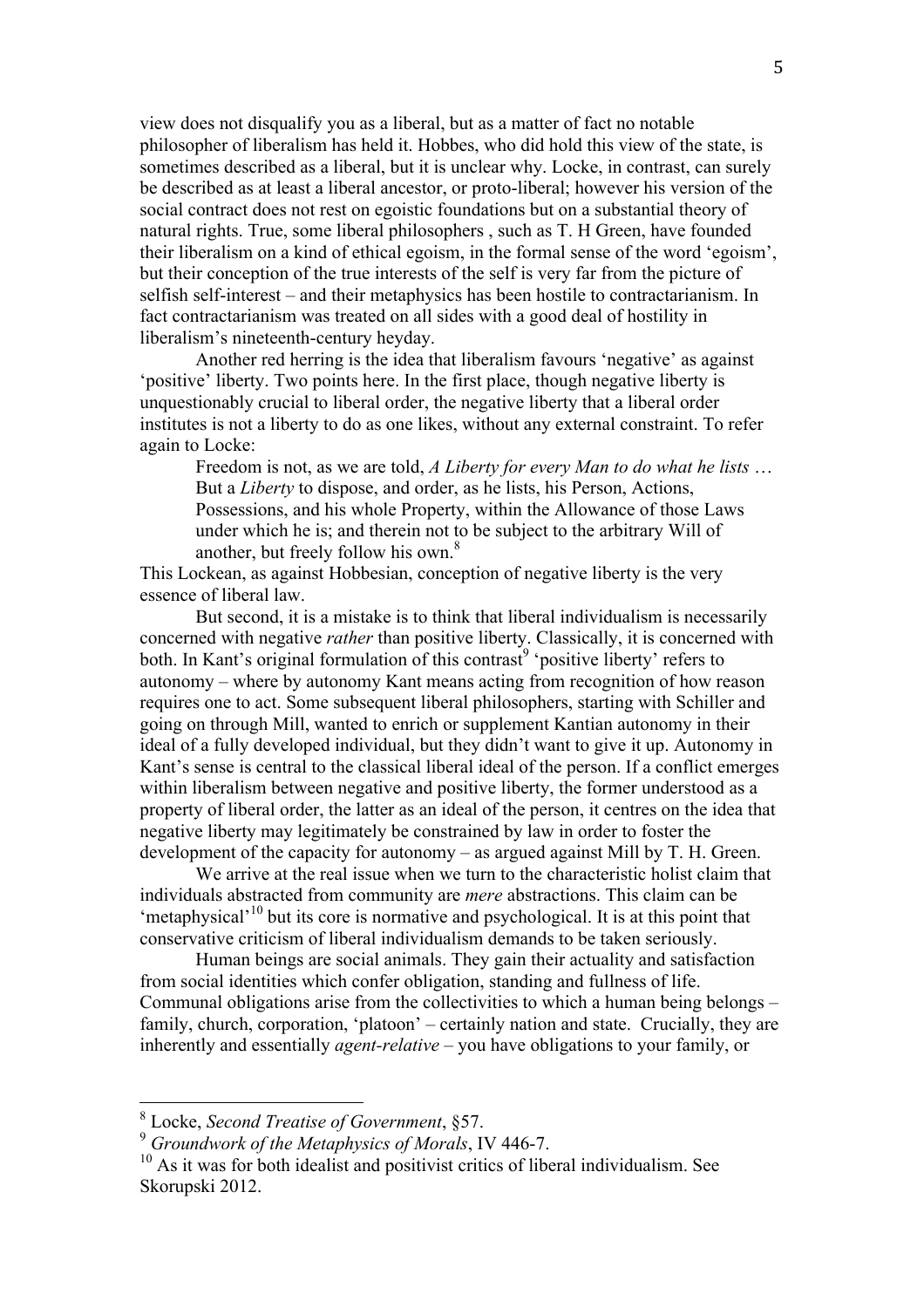view does not disqualify you as a liberal, but as a matter of fact no notable philosopher of liberalism has held it. Hobbes, who did hold this view of the state, is sometimes described as a liberal, but it is unclear why. Locke, in contrast, can surely be described as at least a liberal ancestor, or proto-liberal; however his version of the social contract does not rest on egoistic foundations but on a substantial theory of natural rights. True, some liberal philosophers , such as T. H Green, have founded their liberalism on a kind of ethical egoism, in the formal sense of the word 'egoism', but their conception of the true interests of the self is very far from the picture of selfish self-interest – and their metaphysics has been hostile to contractarianism. In fact contractarianism was treated on all sides with a good deal of hostility in liberalism's nineteenth-century heyday.

Another red herring is the idea that liberalism favours 'negative' as against 'positive' liberty. Two points here. In the first place, though negative liberty is unquestionably crucial to liberal order, the negative liberty that a liberal order institutes is not a liberty to do as one likes, without any external constraint. To refer again to Locke:

> Freedom is not, as we are told, *A Liberty for every Man to do what he lists* … But a *Liberty* to dispose, and order, as he lists, his Person, Actions, Possessions, and his whole Property, within the Allowance of those Laws under which he is; and therein not to be subject to the arbitrary Will of another, but freely follow his own.[8]

This Lockean, as against Hobbesian, conception of negative liberty is the very essence of liberal law.

But second, it is a mistake is to think that liberal individualism is necessarily concerned with negative *rather* than positive liberty. Classically, it is concerned with both. In Kant's original formulation of this contrast[9] 'positive liberty' refers to autonomy – where by autonomy Kant means acting from recognition of how reason requires one to act. Some subsequent liberal philosophers, starting with Schiller and going on through Mill, wanted to enrich or supplement Kantian autonomy in their ideal of a fully developed individual, but they didn't want to give it up. Autonomy in Kant's sense is central to the classical liberal ideal of the person. If a conflict emerges within liberalism between negative and positive liberty, the former understood as a property of liberal order, the latter as an ideal of the person, it centres on the idea that negative liberty may legitimately be constrained by law in order to foster the development of the capacity for autonomy – as argued against Mill by T. H. Green.

We arrive at the real issue when we turn to the characteristic holist claim that individuals abstracted from community are *mere* abstractions. This claim can be 'metaphysical'[10] but its core is normative and psychological. It is at this point that conservative criticism of liberal individualism demands to be taken seriously.

Human beings are social animals. They gain their actuality and satisfaction from social identities which confer obligation, standing and fullness of life. Communal obligations arise from the collectivities to which a human being belongs – family, church, corporation, 'platoon' – certainly nation and state. Crucially, they are inherently and essentially *agent-relative* – you have obligations to your family, or

---

[8] Locke, *Second Treatise of Government*, §57.

[9] *Groundwork of the Metaphysics of Morals*, IV 446-7.

[10] As it was for both idealist and positivist critics of liberal individualism. See Skorupski 2012.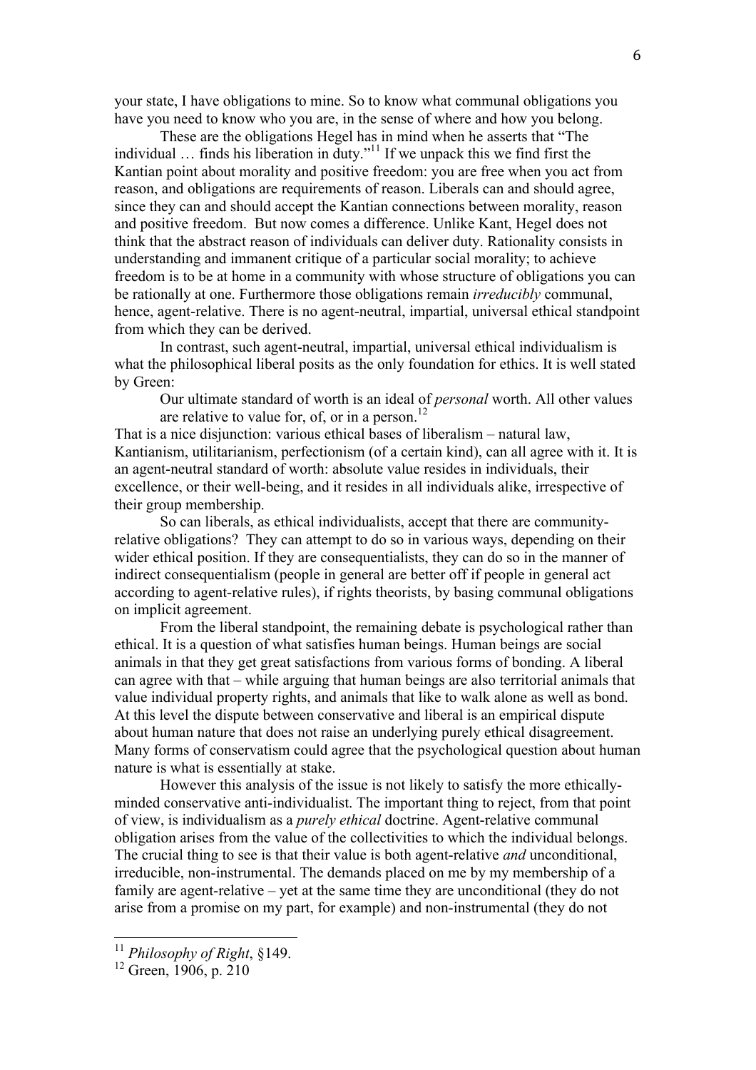your state, I have obligations to mine. So to know what communal obligations you have you need to know who you are, in the sense of where and how you belong.

These are the obligations Hegel has in mind when he asserts that "The individual … finds his liberation in duty."[11] If we unpack this we find first the Kantian point about morality and positive freedom: you are free when you act from reason, and obligations are requirements of reason. Liberals can and should agree, since they can and should accept the Kantian connections between morality, reason and positive freedom. But now comes a difference. Unlike Kant, Hegel does not think that the abstract reason of individuals can deliver duty. Rationality consists in understanding and immanent critique of a particular social morality; to achieve freedom is to be at home in a community with whose structure of obligations you can be rationally at one. Furthermore those obligations remain *irreducibly* communal, hence, agent-relative. There is no agent-neutral, impartial, universal ethical standpoint from which they can be derived.

In contrast, such agent-neutral, impartial, universal ethical individualism is what the philosophical liberal posits as the only foundation for ethics. It is well stated by Green:

> Our ultimate standard of worth is an ideal of *personal* worth. All other values are relative to value for, of, or in a person.[12]

That is a nice disjunction: various ethical bases of liberalism – natural law, Kantianism, utilitarianism, perfectionism (of a certain kind), can all agree with it. It is an agent-neutral standard of worth: absolute value resides in individuals, their excellence, or their well-being, and it resides in all individuals alike, irrespective of their group membership.

So can liberals, as ethical individualists, accept that there are community-relative obligations? They can attempt to do so in various ways, depending on their wider ethical position. If they are consequentialists, they can do so in the manner of indirect consequentialism (people in general are better off if people in general act according to agent-relative rules), if rights theorists, by basing communal obligations on implicit agreement.

From the liberal standpoint, the remaining debate is psychological rather than ethical. It is a question of what satisfies human beings. Human beings are social animals in that they get great satisfactions from various forms of bonding. A liberal can agree with that – while arguing that human beings are also territorial animals that value individual property rights, and animals that like to walk alone as well as bond. At this level the dispute between conservative and liberal is an empirical dispute about human nature that does not raise an underlying purely ethical disagreement. Many forms of conservatism could agree that the psychological question about human nature is what is essentially at stake.

However this analysis of the issue is not likely to satisfy the more ethically-minded conservative anti-individualist. The important thing to reject, from that point of view, is individualism as a *purely ethical* doctrine. Agent-relative communal obligation arises from the value of the collectivities to which the individual belongs. The crucial thing to see is that their value is both agent-relative *and* unconditional, irreducible, non-instrumental. The demands placed on me by my membership of a family are agent-relative – yet at the same time they are unconditional (they do not arise from a promise on my part, for example) and non-instrumental (they do not

---

[11] *Philosophy of Right*, §149.

[12] Green, 1906, p. 210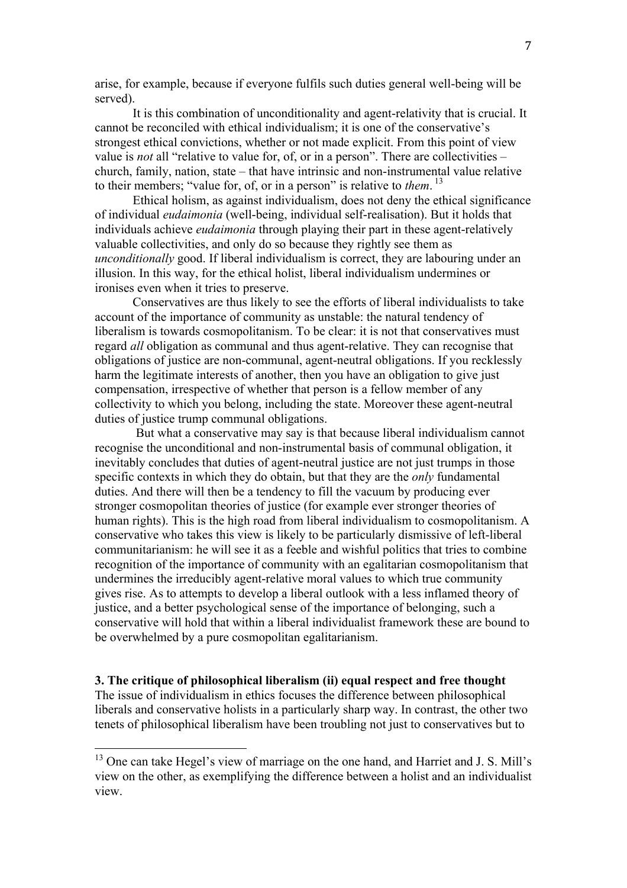arise, for example, because if everyone fulfils such duties general well-being will be served).

It is this combination of unconditionality and agent-relativity that is crucial. It cannot be reconciled with ethical individualism; it is one of the conservative's strongest ethical convictions, whether or not made explicit. From this point of view value is *not* all "relative to value for, of, or in a person". There are collectivities – church, family, nation, state – that have intrinsic and non-instrumental value relative to their members; "value for, of, or in a person" is relative to *them*.[13]

Ethical holism, as against individualism, does not deny the ethical significance of individual *eudaimonia* (well-being, individual self-realisation). But it holds that individuals achieve *eudaimonia* through playing their part in these agent-relatively valuable collectivities, and only do so because they rightly see them as *unconditionally* good. If liberal individualism is correct, they are labouring under an illusion. In this way, for the ethical holist, liberal individualism undermines or ironises even when it tries to preserve.

Conservatives are thus likely to see the efforts of liberal individualists to take account of the importance of community as unstable: the natural tendency of liberalism is towards cosmopolitanism. To be clear: it is not that conservatives must regard *all* obligation as communal and thus agent-relative. They can recognise that obligations of justice are non-communal, agent-neutral obligations. If you recklessly harm the legitimate interests of another, then you have an obligation to give just compensation, irrespective of whether that person is a fellow member of any collectivity to which you belong, including the state. Moreover these agent-neutral duties of justice trump communal obligations.

But what a conservative may say is that because liberal individualism cannot recognise the unconditional and non-instrumental basis of communal obligation, it inevitably concludes that duties of agent-neutral justice are not just trumps in those specific contexts in which they do obtain, but that they are the *only* fundamental duties. And there will then be a tendency to fill the vacuum by producing ever stronger cosmopolitan theories of justice (for example ever stronger theories of human rights). This is the high road from liberal individualism to cosmopolitanism. A conservative who takes this view is likely to be particularly dismissive of left-liberal communitarianism: he will see it as a feeble and wishful politics that tries to combine recognition of the importance of community with an egalitarian cosmopolitanism that undermines the irreducibly agent-relative moral values to which true community gives rise. As to attempts to develop a liberal outlook with a less inflamed theory of justice, and a better psychological sense of the importance of belonging, such a conservative will hold that within a liberal individualist framework these are bound to be overwhelmed by a pure cosmopolitan egalitarianism.

### 3. The critique of philosophical liberalism (ii) equal respect and free thought

The issue of individualism in ethics focuses the difference between philosophical liberals and conservative holists in a particularly sharp way. In contrast, the other two tenets of philosophical liberalism have been troubling not just to conservatives but to

---

[13] One can take Hegel's view of marriage on the one hand, and Harriet and J. S. Mill's view on the other, as exemplifying the difference between a holist and an individualist view.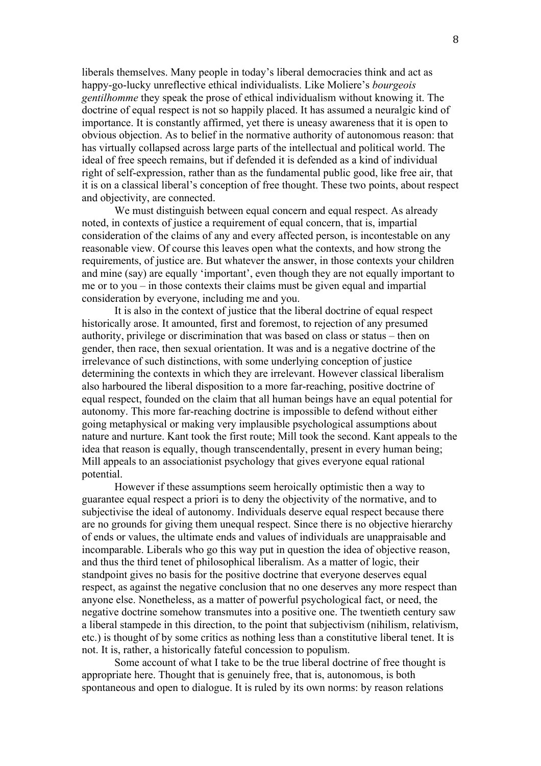liberals themselves. Many people in today's liberal democracies think and act as happy-go-lucky unreflective ethical individualists. Like Moliere's *bourgeois gentilhomme* they speak the prose of ethical individualism without knowing it. The doctrine of equal respect is not so happily placed. It has assumed a neuralgic kind of importance. It is constantly affirmed, yet there is uneasy awareness that it is open to obvious objection. As to belief in the normative authority of autonomous reason: that has virtually collapsed across large parts of the intellectual and political world. The ideal of free speech remains, but if defended it is defended as a kind of individual right of self-expression, rather than as the fundamental public good, like free air, that it is on a classical liberal's conception of free thought. These two points, about respect and objectivity, are connected.

We must distinguish between equal concern and equal respect. As already noted, in contexts of justice a requirement of equal concern, that is, impartial consideration of the claims of any and every affected person, is incontestable on any reasonable view. Of course this leaves open what the contexts, and how strong the requirements, of justice are. But whatever the answer, in those contexts your children and mine (say) are equally 'important', even though they are not equally important to me or to you – in those contexts their claims must be given equal and impartial consideration by everyone, including me and you.

It is also in the context of justice that the liberal doctrine of equal respect historically arose. It amounted, first and foremost, to rejection of any presumed authority, privilege or discrimination that was based on class or status – then on gender, then race, then sexual orientation. It was and is a negative doctrine of the irrelevance of such distinctions, with some underlying conception of justice determining the contexts in which they are irrelevant. However classical liberalism also harboured the liberal disposition to a more far-reaching, positive doctrine of equal respect, founded on the claim that all human beings have an equal potential for autonomy. This more far-reaching doctrine is impossible to defend without either going metaphysical or making very implausible psychological assumptions about nature and nurture. Kant took the first route; Mill took the second. Kant appeals to the idea that reason is equally, though transcendentally, present in every human being; Mill appeals to an associationist psychology that gives everyone equal rational potential.

However if these assumptions seem heroically optimistic then a way to guarantee equal respect a priori is to deny the objectivity of the normative, and to subjectivise the ideal of autonomy. Individuals deserve equal respect because there are no grounds for giving them unequal respect. Since there is no objective hierarchy of ends or values, the ultimate ends and values of individuals are unappraisable and incomparable. Liberals who go this way put in question the idea of objective reason, and thus the third tenet of philosophical liberalism. As a matter of logic, their standpoint gives no basis for the positive doctrine that everyone deserves equal respect, as against the negative conclusion that no one deserves any more respect than anyone else. Nonetheless, as a matter of powerful psychological fact, or need, the negative doctrine somehow transmutes into a positive one. The twentieth century saw a liberal stampede in this direction, to the point that subjectivism (nihilism, relativism, etc.) is thought of by some critics as nothing less than a constitutive liberal tenet. It is not. It is, rather, a historically fateful concession to populism.

Some account of what I take to be the true liberal doctrine of free thought is appropriate here. Thought that is genuinely free, that is, autonomous, is both spontaneous and open to dialogue. It is ruled by its own norms: by reason relations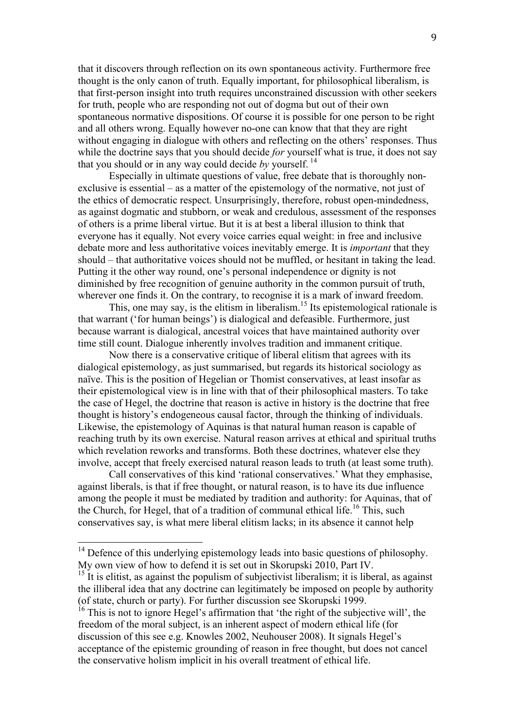that it discovers through reflection on its own spontaneous activity. Furthermore free thought is the only canon of truth. Equally important, for philosophical liberalism, is that first-person insight into truth requires unconstrained discussion with other seekers for truth, people who are responding not out of dogma but out of their own spontaneous normative dispositions. Of course it is possible for one person to be right and all others wrong. Equally however no-one can know that that they are right without engaging in dialogue with others and reflecting on the others' responses. Thus while the doctrine says that you should decide *for* yourself what is true, it does not say that you should or in any way could decide *by* yourself. [14]

Especially in ultimate questions of value, free debate that is thoroughly non-exclusive is essential – as a matter of the epistemology of the normative, not just of the ethics of democratic respect. Unsurprisingly, therefore, robust open-mindedness, as against dogmatic and stubborn, or weak and credulous, assessment of the responses of others is a prime liberal virtue. But it is at best a liberal illusion to think that everyone has it equally. Not every voice carries equal weight: in free and inclusive debate more and less authoritative voices inevitably emerge. It is *important* that they should – that authoritative voices should not be muffled, or hesitant in taking the lead. Putting it the other way round, one's personal independence or dignity is not diminished by free recognition of genuine authority in the common pursuit of truth, wherever one finds it. On the contrary, to recognise it is a mark of inward freedom.

This, one may say, is the elitism in liberalism.[15] Its epistemological rationale is that warrant ('for human beings') is dialogical and defeasible. Furthermore, just because warrant is dialogical, ancestral voices that have maintained authority over time still count. Dialogue inherently involves tradition and immanent critique.

Now there is a conservative critique of liberal elitism that agrees with its dialogical epistemology, as just summarised, but regards its historical sociology as naïve. This is the position of Hegelian or Thomist conservatives, at least insofar as their epistemological view is in line with that of their philosophical masters. To take the case of Hegel, the doctrine that reason is active in history is the doctrine that free thought is history's endogeneous causal factor, through the thinking of individuals. Likewise, the epistemology of Aquinas is that natural human reason is capable of reaching truth by its own exercise. Natural reason arrives at ethical and spiritual truths which revelation reworks and transforms. Both these doctrines, whatever else they involve, accept that freely exercised natural reason leads to truth (at least some truth).

Call conservatives of this kind 'rational conservatives.' What they emphasise, against liberals, is that if free thought, or natural reason, is to have its due influence among the people it must be mediated by tradition and authority: for Aquinas, that of the Church, for Hegel, that of a tradition of communal ethical life.[16] This, such conservatives say, is what mere liberal elitism lacks; in its absence it cannot help

---

[14] Defence of this underlying epistemology leads into basic questions of philosophy. My own view of how to defend it is set out in Skorupski 2010, Part IV.

[15] It is elitist, as against the populism of subjectivist liberalism; it is liberal, as against the illiberal idea that any doctrine can legitimately be imposed on people by authority (of state, church or party). For further discussion see Skorupski 1999.

[16] This is not to ignore Hegel's affirmation that 'the right of the subjective will', the freedom of the moral subject, is an inherent aspect of modern ethical life (for discussion of this see e.g. Knowles 2002, Neuhouser 2008). It signals Hegel's acceptance of the epistemic grounding of reason in free thought, but does not cancel the conservative holism implicit in his overall treatment of ethical life.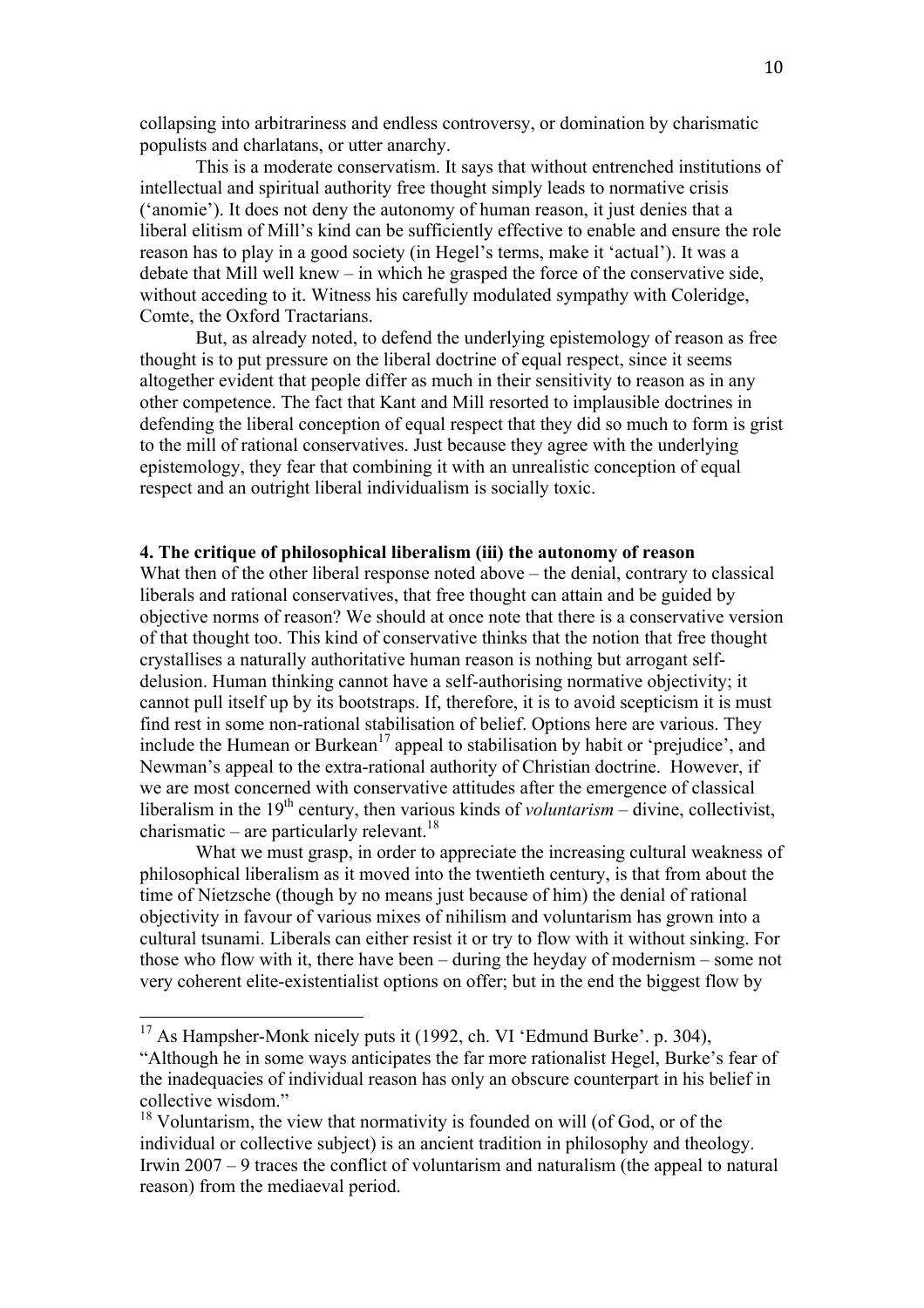collapsing into arbitrariness and endless controversy, or domination by charismatic populists and charlatans, or utter anarchy.

This is a moderate conservatism. It says that without entrenched institutions of intellectual and spiritual authority free thought simply leads to normative crisis ('anomie'). It does not deny the autonomy of human reason, it just denies that a liberal elitism of Mill's kind can be sufficiently effective to enable and ensure the role reason has to play in a good society (in Hegel's terms, make it 'actual'). It was a debate that Mill well knew – in which he grasped the force of the conservative side, without acceding to it. Witness his carefully modulated sympathy with Coleridge, Comte, the Oxford Tractarians.

But, as already noted, to defend the underlying epistemology of reason as free thought is to put pressure on the liberal doctrine of equal respect, since it seems altogether evident that people differ as much in their sensitivity to reason as in any other competence. The fact that Kant and Mill resorted to implausible doctrines in defending the liberal conception of equal respect that they did so much to form is grist to the mill of rational conservatives. Just because they agree with the underlying epistemology, they fear that combining it with an unrealistic conception of equal respect and an outright liberal individualism is socially toxic.

## 4. The critique of philosophical liberalism (iii) the autonomy of reason

What then of the other liberal response noted above – the denial, contrary to classical liberals and rational conservatives, that free thought can attain and be guided by objective norms of reason? We should at once note that there is a conservative version of that thought too. This kind of conservative thinks that the notion that free thought crystallises a naturally authoritative human reason is nothing but arrogant self-delusion. Human thinking cannot have a self-authorising normative objectivity; it cannot pull itself up by its bootstraps. If, therefore, it is to avoid scepticism it is must find rest in some non-rational stabilisation of belief. Options here are various. They include the Humean or Burkean[17] appeal to stabilisation by habit or 'prejudice', and Newman's appeal to the extra-rational authority of Christian doctrine. However, if we are most concerned with conservative attitudes after the emergence of classical liberalism in the 19th century, then various kinds of *voluntarism* – divine, collectivist, charismatic – are particularly relevant.[18]

What we must grasp, in order to appreciate the increasing cultural weakness of philosophical liberalism as it moved into the twentieth century, is that from about the time of Nietzsche (though by no means just because of him) the denial of rational objectivity in favour of various mixes of nihilism and voluntarism has grown into a cultural tsunami. Liberals can either resist it or try to flow with it without sinking. For those who flow with it, there have been – during the heyday of modernism – some not very coherent elite-existentialist options on offer; but in the end the biggest flow by

[17] As Hampsher-Monk nicely puts it (1992, ch. VI 'Edmund Burke'. p. 304), "Although he in some ways anticipates the far more rationalist Hegel, Burke's fear of the inadequacies of individual reason has only an obscure counterpart in his belief in collective wisdom."

[18] Voluntarism, the view that normativity is founded on will (of God, or of the individual or collective subject) is an ancient tradition in philosophy and theology. Irwin 2007 – 9 traces the conflict of voluntarism and naturalism (the appeal to natural reason) from the mediaeval period.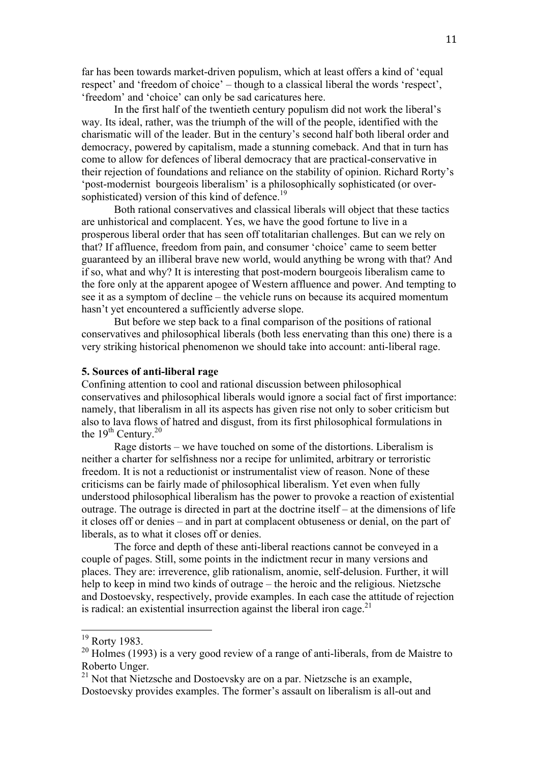far has been towards market-driven populism, which at least offers a kind of 'equal respect' and 'freedom of choice' – though to a classical liberal the words 'respect', 'freedom' and 'choice' can only be sad caricatures here.

In the first half of the twentieth century populism did not work the liberal's way. Its ideal, rather, was the triumph of the will of the people, identified with the charismatic will of the leader. But in the century's second half both liberal order and democracy, powered by capitalism, made a stunning comeback. And that in turn has come to allow for defences of liberal democracy that are practical-conservative in their rejection of foundations and reliance on the stability of opinion. Richard Rorty's 'post-modernist bourgeois liberalism' is a philosophically sophisticated (or over-sophisticated) version of this kind of defence.[19]

Both rational conservatives and classical liberals will object that these tactics are unhistorical and complacent. Yes, we have the good fortune to live in a prosperous liberal order that has seen off totalitarian challenges. But can we rely on that? If affluence, freedom from pain, and consumer 'choice' came to seem better guaranteed by an illiberal brave new world, would anything be wrong with that? And if so, what and why? It is interesting that post-modern bourgeois liberalism came to the fore only at the apparent apogee of Western affluence and power. And tempting to see it as a symptom of decline – the vehicle runs on because its acquired momentum hasn't yet encountered a sufficiently adverse slope.

But before we step back to a final comparison of the positions of rational conservatives and philosophical liberals (both less enervating than this one) there is a very striking historical phenomenon we should take into account: anti-liberal rage.

## 5. Sources of anti-liberal rage

Confining attention to cool and rational discussion between philosophical conservatives and philosophical liberals would ignore a social fact of first importance: namely, that liberalism in all its aspects has given rise not only to sober criticism but also to lava flows of hatred and disgust, from its first philosophical formulations in the 19th Century.[20]

Rage distorts – we have touched on some of the distortions. Liberalism is neither a charter for selfishness nor a recipe for unlimited, arbitrary or terroristic freedom. It is not a reductionist or instrumentalist view of reason. None of these criticisms can be fairly made of philosophical liberalism. Yet even when fully understood philosophical liberalism has the power to provoke a reaction of existential outrage. The outrage is directed in part at the doctrine itself – at the dimensions of life it closes off or denies – and in part at complacent obtuseness or denial, on the part of liberals, as to what it closes off or denies.

The force and depth of these anti-liberal reactions cannot be conveyed in a couple of pages. Still, some points in the indictment recur in many versions and places. They are: irreverence, glib rationalism, anomie, self-delusion. Further, it will help to keep in mind two kinds of outrage – the heroic and the religious. Nietzsche and Dostoevsky, respectively, provide examples. In each case the attitude of rejection is radical: an existential insurrection against the liberal iron cage.[21]

---

[19] Rorty 1983.

[20] Holmes (1993) is a very good review of a range of anti-liberals, from de Maistre to Roberto Unger.

[21] Not that Nietzsche and Dostoevsky are on a par. Nietzsche is an example, Dostoevsky provides examples. The former's assault on liberalism is all-out and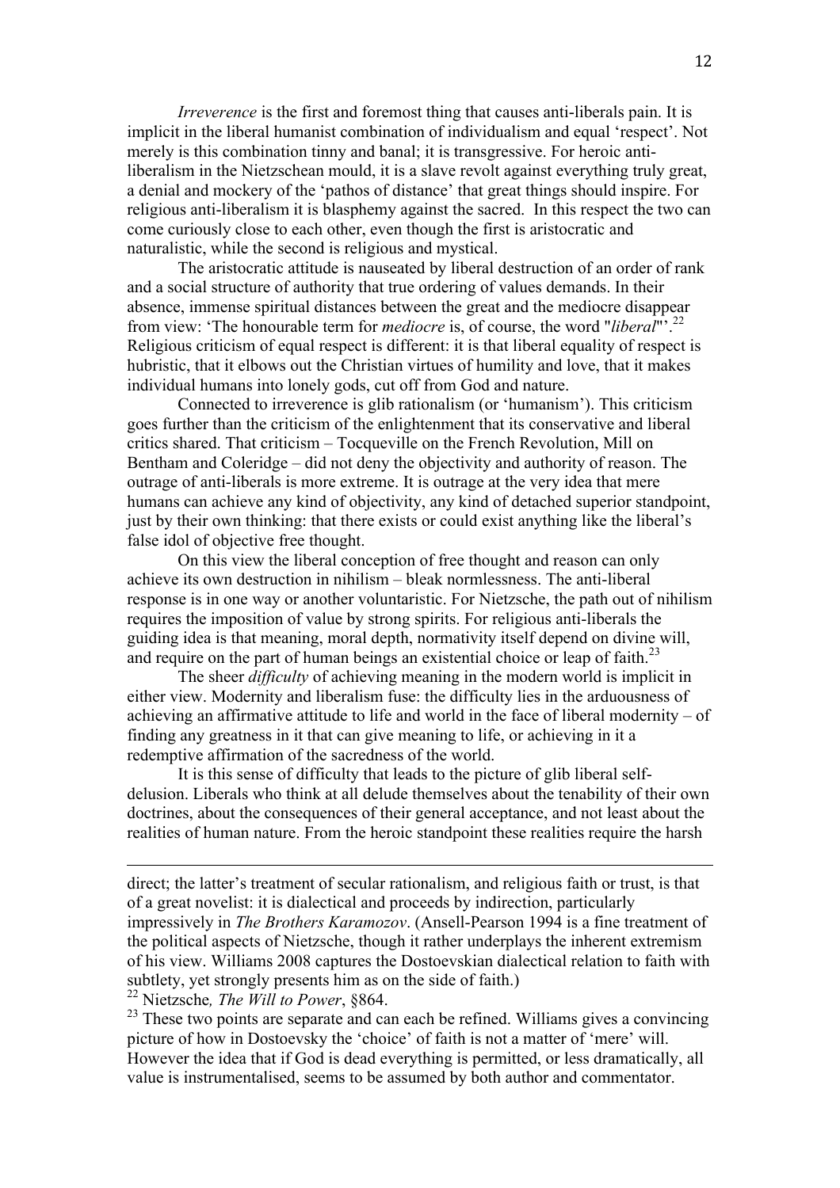*Irreverence* is the first and foremost thing that causes anti-liberals pain. It is implicit in the liberal humanist combination of individualism and equal 'respect'. Not merely is this combination tinny and banal; it is transgressive. For heroic anti-liberalism in the Nietzschean mould, it is a slave revolt against everything truly great, a denial and mockery of the 'pathos of distance' that great things should inspire. For religious anti-liberalism it is blasphemy against the sacred. In this respect the two can come curiously close to each other, even though the first is aristocratic and naturalistic, while the second is religious and mystical.

The aristocratic attitude is nauseated by liberal destruction of an order of rank and a social structure of authority that true ordering of values demands. In their absence, immense spiritual distances between the great and the mediocre disappear from view: 'The honourable term for *mediocre* is, of course, the word "*liberal*"'.[22] Religious criticism of equal respect is different: it is that liberal equality of respect is hubristic, that it elbows out the Christian virtues of humility and love, that it makes individual humans into lonely gods, cut off from God and nature.

Connected to irreverence is glib rationalism (or 'humanism'). This criticism goes further than the criticism of the enlightenment that its conservative and liberal critics shared. That criticism – Tocqueville on the French Revolution, Mill on Bentham and Coleridge – did not deny the objectivity and authority of reason. The outrage of anti-liberals is more extreme. It is outrage at the very idea that mere humans can achieve any kind of objectivity, any kind of detached superior standpoint, just by their own thinking: that there exists or could exist anything like the liberal's false idol of objective free thought.

On this view the liberal conception of free thought and reason can only achieve its own destruction in nihilism – bleak normlessness. The anti-liberal response is in one way or another voluntaristic. For Nietzsche, the path out of nihilism requires the imposition of value by strong spirits. For religious anti-liberals the guiding idea is that meaning, moral depth, normativity itself depend on divine will, and require on the part of human beings an existential choice or leap of faith.[23]

The sheer *difficulty* of achieving meaning in the modern world is implicit in either view. Modernity and liberalism fuse: the difficulty lies in the arduousness of achieving an affirmative attitude to life and world in the face of liberal modernity – of finding any greatness in it that can give meaning to life, or achieving in it a redemptive affirmation of the sacredness of the world.

It is this sense of difficulty that leads to the picture of glib liberal self-delusion. Liberals who think at all delude themselves about the tenability of their own doctrines, about the consequences of their general acceptance, and not least about the realities of human nature. From the heroic standpoint these realities require the harsh

---

direct; the latter's treatment of secular rationalism, and religious faith or trust, is that of a great novelist: it is dialectical and proceeds by indirection, particularly impressively in *The Brothers Karamozov*. (Ansell-Pearson 1994 is a fine treatment of the political aspects of Nietzsche, though it rather underplays the inherent extremism of his view. Williams 2008 captures the Dostoevskian dialectical relation to faith with subtlety, yet strongly presents him as on the side of faith.)

[22] Nietzsche*, The Will to Power*, §864.

[23] These two points are separate and can each be refined. Williams gives a convincing picture of how in Dostoevsky the 'choice' of faith is not a matter of 'mere' will. However the idea that if God is dead everything is permitted, or less dramatically, all value is instrumentalised, seems to be assumed by both author and commentator.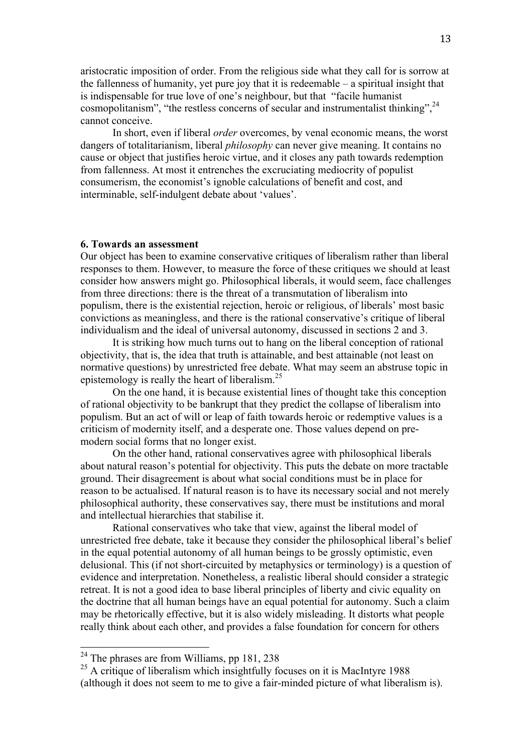aristocratic imposition of order. From the religious side what they call for is sorrow at the fallenness of humanity, yet pure joy that it is redeemable – a spiritual insight that is indispensable for true love of one's neighbour, but that "facile humanist cosmopolitanism", "the restless concerns of secular and instrumentalist thinking",[24] cannot conceive.

In short, even if liberal *order* overcomes, by venal economic means, the worst dangers of totalitarianism, liberal *philosophy* can never give meaning. It contains no cause or object that justifies heroic virtue, and it closes any path towards redemption from fallenness. At most it entrenches the excruciating mediocrity of populist consumerism, the economist's ignoble calculations of benefit and cost, and interminable, self-indulgent debate about 'values'.

## 6. Towards an assessment

Our object has been to examine conservative critiques of liberalism rather than liberal responses to them. However, to measure the force of these critiques we should at least consider how answers might go. Philosophical liberals, it would seem, face challenges from three directions: there is the threat of a transmutation of liberalism into populism, there is the existential rejection, heroic or religious, of liberals' most basic convictions as meaningless, and there is the rational conservative's critique of liberal individualism and the ideal of universal autonomy, discussed in sections 2 and 3.

It is striking how much turns out to hang on the liberal conception of rational objectivity, that is, the idea that truth is attainable, and best attainable (not least on normative questions) by unrestricted free debate. What may seem an abstruse topic in epistemology is really the heart of liberalism.[25]

On the one hand, it is because existential lines of thought take this conception of rational objectivity to be bankrupt that they predict the collapse of liberalism into populism. But an act of will or leap of faith towards heroic or redemptive values is a criticism of modernity itself, and a desperate one. Those values depend on pre-modern social forms that no longer exist.

On the other hand, rational conservatives agree with philosophical liberals about natural reason's potential for objectivity. This puts the debate on more tractable ground. Their disagreement is about what social conditions must be in place for reason to be actualised. If natural reason is to have its necessary social and not merely philosophical authority, these conservatives say, there must be institutions and moral and intellectual hierarchies that stabilise it.

Rational conservatives who take that view, against the liberal model of unrestricted free debate, take it because they consider the philosophical liberal's belief in the equal potential autonomy of all human beings to be grossly optimistic, even delusional. This (if not short-circuited by metaphysics or terminology) is a question of evidence and interpretation. Nonetheless, a realistic liberal should consider a strategic retreat. It is not a good idea to base liberal principles of liberty and civic equality on the doctrine that all human beings have an equal potential for autonomy. Such a claim may be rhetorically effective, but it is also widely misleading. It distorts what people really think about each other, and provides a false foundation for concern for others

---

[24] The phrases are from Williams, pp 181, 238

[25] A critique of liberalism which insightfully focuses on it is MacIntyre 1988 (although it does not seem to me to give a fair-minded picture of what liberalism is).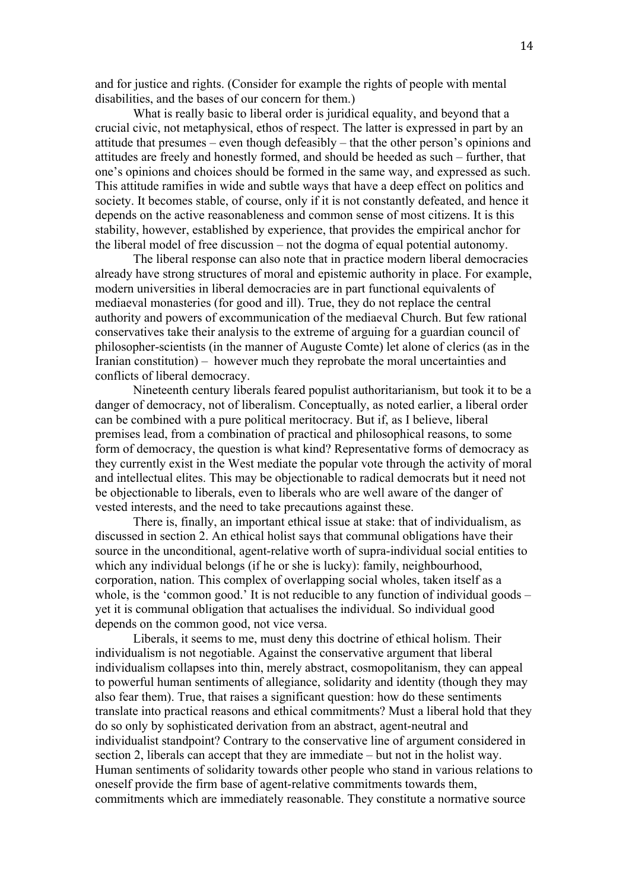and for justice and rights. (Consider for example the rights of people with mental disabilities, and the bases of our concern for them.)

What is really basic to liberal order is juridical equality, and beyond that a crucial civic, not metaphysical, ethos of respect. The latter is expressed in part by an attitude that presumes – even though defeasibly – that the other person's opinions and attitudes are freely and honestly formed, and should be heeded as such – further, that one's opinions and choices should be formed in the same way, and expressed as such. This attitude ramifies in wide and subtle ways that have a deep effect on politics and society. It becomes stable, of course, only if it is not constantly defeated, and hence it depends on the active reasonableness and common sense of most citizens. It is this stability, however, established by experience, that provides the empirical anchor for the liberal model of free discussion – not the dogma of equal potential autonomy.

The liberal response can also note that in practice modern liberal democracies already have strong structures of moral and epistemic authority in place. For example, modern universities in liberal democracies are in part functional equivalents of mediaeval monasteries (for good and ill). True, they do not replace the central authority and powers of excommunication of the mediaeval Church. But few rational conservatives take their analysis to the extreme of arguing for a guardian council of philosopher-scientists (in the manner of Auguste Comte) let alone of clerics (as in the Iranian constitution) – however much they reprobate the moral uncertainties and conflicts of liberal democracy.

Nineteenth century liberals feared populist authoritarianism, but took it to be a danger of democracy, not of liberalism. Conceptually, as noted earlier, a liberal order can be combined with a pure political meritocracy. But if, as I believe, liberal premises lead, from a combination of practical and philosophical reasons, to some form of democracy, the question is what kind? Representative forms of democracy as they currently exist in the West mediate the popular vote through the activity of moral and intellectual elites. This may be objectionable to radical democrats but it need not be objectionable to liberals, even to liberals who are well aware of the danger of vested interests, and the need to take precautions against these.

There is, finally, an important ethical issue at stake: that of individualism, as discussed in section 2. An ethical holist says that communal obligations have their source in the unconditional, agent-relative worth of supra-individual social entities to which any individual belongs (if he or she is lucky): family, neighbourhood, corporation, nation. This complex of overlapping social wholes, taken itself as a whole, is the 'common good.' It is not reducible to any function of individual goods – yet it is communal obligation that actualises the individual. So individual good depends on the common good, not vice versa.

Liberals, it seems to me, must deny this doctrine of ethical holism. Their individualism is not negotiable. Against the conservative argument that liberal individualism collapses into thin, merely abstract, cosmopolitanism, they can appeal to powerful human sentiments of allegiance, solidarity and identity (though they may also fear them). True, that raises a significant question: how do these sentiments translate into practical reasons and ethical commitments? Must a liberal hold that they do so only by sophisticated derivation from an abstract, agent-neutral and individualist standpoint? Contrary to the conservative line of argument considered in section 2, liberals can accept that they are immediate – but not in the holist way. Human sentiments of solidarity towards other people who stand in various relations to oneself provide the firm base of agent-relative commitments towards them, commitments which are immediately reasonable. They constitute a normative source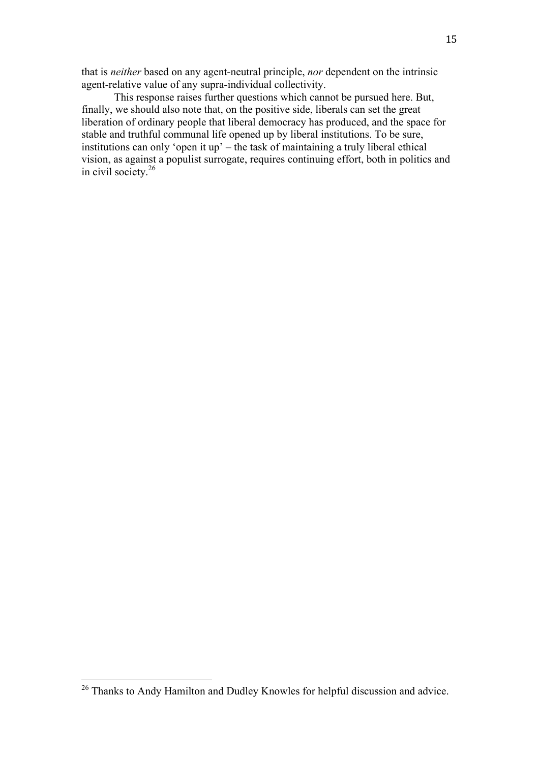that is *neither* based on any agent-neutral principle, *nor* dependent on the intrinsic agent-relative value of any supra-individual collectivity.

This response raises further questions which cannot be pursued here. But, finally, we should also note that, on the positive side, liberals can set the great liberation of ordinary people that liberal democracy has produced, and the space for stable and truthful communal life opened up by liberal institutions. To be sure, institutions can only 'open it up' – the task of maintaining a truly liberal ethical vision, as against a populist surrogate, requires continuing effort, both in politics and in civil society.[26]

---

[26] Thanks to Andy Hamilton and Dudley Knowles for helpful discussion and advice.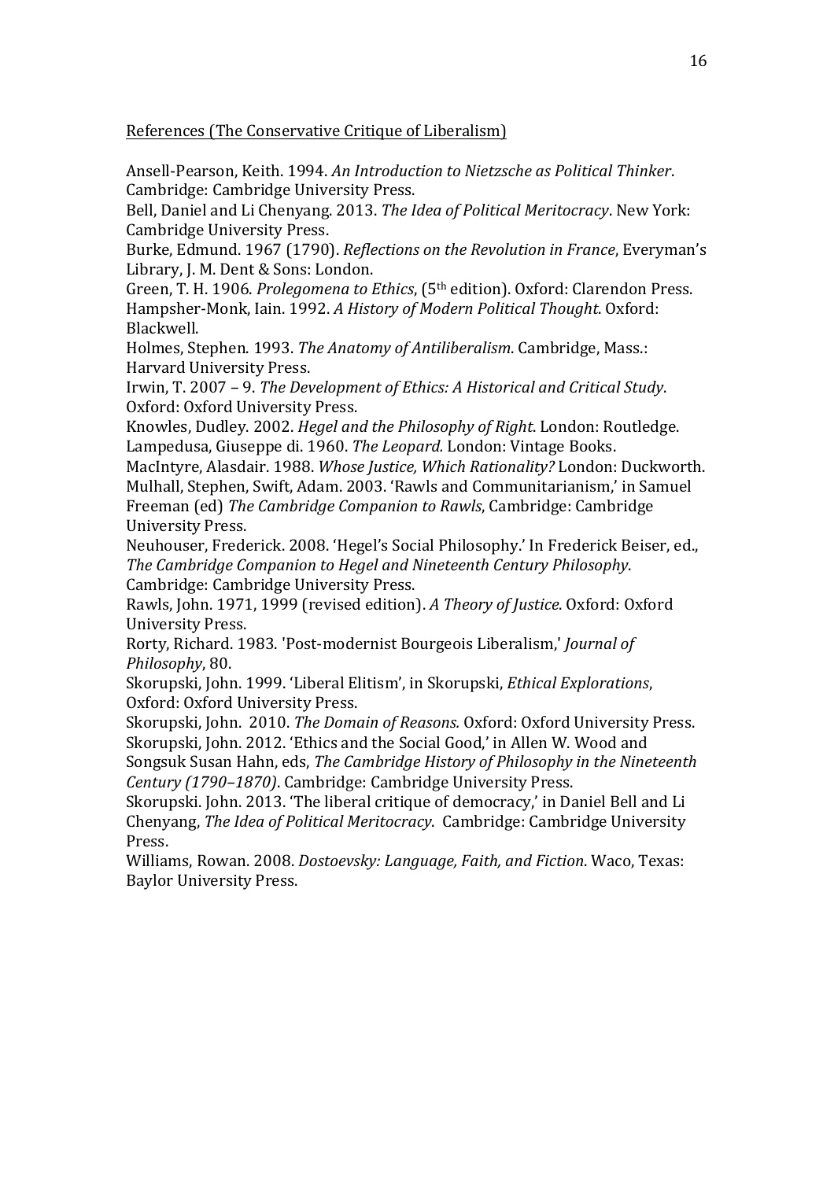<u>References (The Conservative Critique of Liberalism)</u>

Ansell-Pearson, Keith. 1994. *An Introduction to Nietzsche as Political Thinker*. Cambridge: Cambridge University Press.

Bell, Daniel and Li Chenyang. 2013. *The Idea of Political Meritocracy*. New York: Cambridge University Press.

Burke, Edmund. 1967 (1790). *Reflections on the Revolution in France*, Everyman's Library, J. M. Dent & Sons: London.

Green, T. H. 1906. *Prolegomena to Ethics*, (5th edition). Oxford: Clarendon Press.

Hampsher-Monk, Iain. 1992. *A History of Modern Political Thought*. Oxford: Blackwell.

Holmes, Stephen. 1993. *The Anatomy of Antiliberalism*. Cambridge, Mass.: Harvard University Press.

Irwin, T. 2007 – 9. *The Development of Ethics: A Historical and Critical Study*. Oxford: Oxford University Press.

Knowles, Dudley. 2002. *Hegel and the Philosophy of Right*. London: Routledge.

Lampedusa, Giuseppe di. 1960. *The Leopard.* London: Vintage Books.

MacIntyre, Alasdair. 1988. *Whose Justice, Which Rationality?* London: Duckworth.

Mulhall, Stephen, Swift, Adam. 2003. 'Rawls and Communitarianism,' in Samuel Freeman (ed) *The Cambridge Companion to Rawls*, Cambridge: Cambridge University Press.

Neuhouser, Frederick. 2008. 'Hegel's Social Philosophy.' In Frederick Beiser, ed., *The Cambridge Companion to Hegel and Nineteenth Century Philosophy*. Cambridge: Cambridge University Press.

Rawls, John. 1971, 1999 (revised edition). *A Theory of Justice*. Oxford: Oxford University Press.

Rorty, Richard. 1983. 'Post-modernist Bourgeois Liberalism,' *Journal of Philosophy*, 80.

Skorupski, John. 1999. 'Liberal Elitism', in Skorupski, *Ethical Explorations*, Oxford: Oxford University Press.

Skorupski, John. 2010. *The Domain of Reasons.* Oxford: Oxford University Press.

Skorupski, John. 2012. 'Ethics and the Social Good,' in Allen W. Wood and Songsuk Susan Hahn, eds, *The Cambridge History of Philosophy in the Nineteenth Century (1790–1870)*. Cambridge: Cambridge University Press.

Skorupski. John. 2013. 'The liberal critique of democracy,' in Daniel Bell and Li Chenyang, *The Idea of Political Meritocracy*. Cambridge: Cambridge University Press.

Williams, Rowan. 2008. *Dostoevsky: Language, Faith, and Fiction*. Waco, Texas: Baylor University Press.